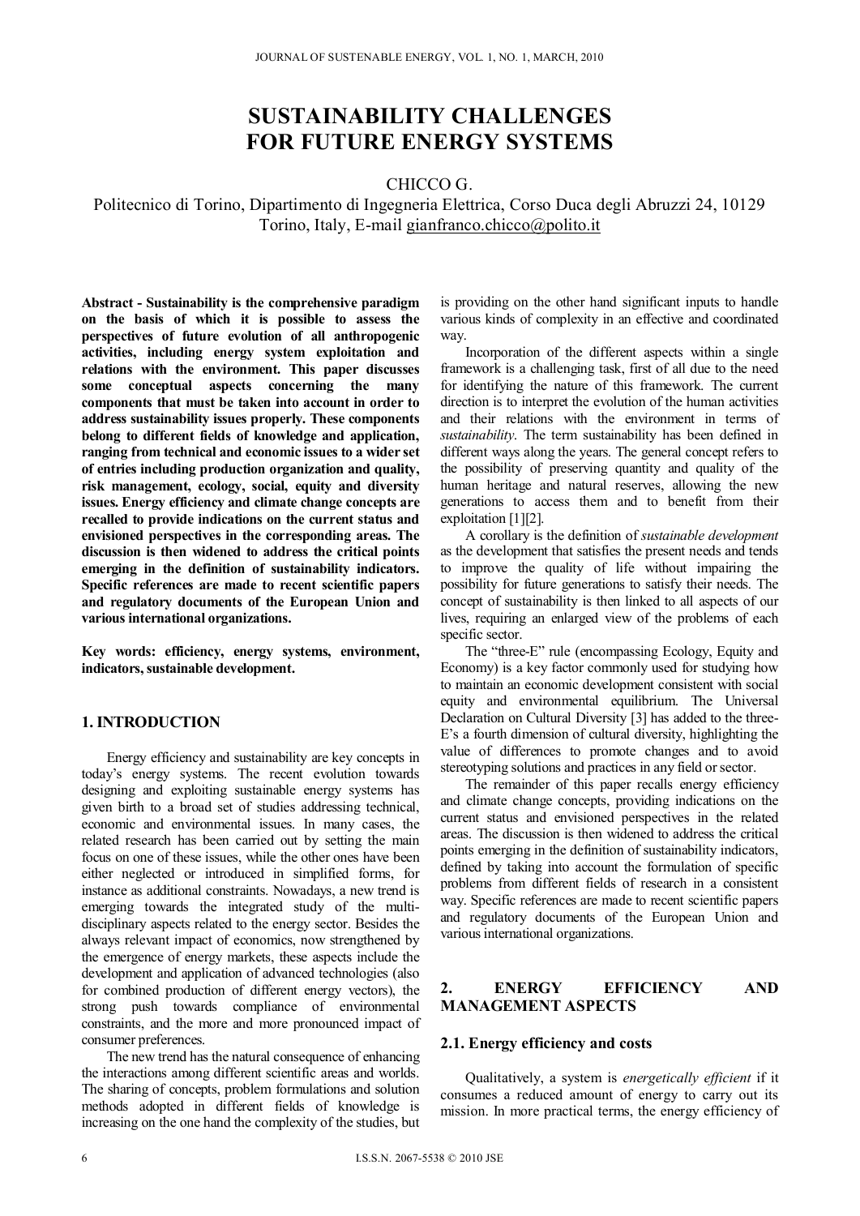# SUSTAINABILITY CHALLENGES FOR FUTURE ENERGY SYSTEMS

CHICCO G.

Politecnico di Torino, Dipartimento di Ingegneria Elettrica, Corso Duca degli Abruzzi 24, 10129 Torino, Italy, E-mail gianfranco.chicco@polito.it

**Abstract - Sustainability is the comprehensive paradigm on the basis of which it is possible to assess the perspectives of future evolution of all anthropogenic activities, including energy system exploitation and relations with the environment. This paper discusses some conceptual aspects concerning the many components that must be taken into account in order to address sustainability issues properly. These components belong to different fields of knowledge and application, ranging from technical and economic issues to a wider set of entries including production organization and quality, risk management, ecology, social, equity and diversity issues. Energy efficiency and climate change concepts are recalled to provide indications on the current status and envisioned perspectives in the corresponding areas. The discussion is then widened to address the critical points emerging in the definition of sustainability indicators. Specific references are made to recent scientific papers and regulatory documents of the European Union and various international organizations.**

**Key words: efficiency, energy systems, environment, indicators, sustainable development.**

## 1. INTRODUCTION

Energy efficiency and sustainability are key concepts in today's energy systems. The recent evolution towards designing and exploiting sustainable energy systems has given birth to a broad set of studies addressing technical, economic and environmental issues. In many cases, the related research has been carried out by setting the main focus on one of these issues, while the other ones have been either neglected or introduced in simplified forms, for instance as additional constraints. Nowadays, a new trend is emerging towards the integrated study of the multi-disciplinary aspects related to the energy sector. Besides the always relevant impact of economics, now strengthened by the emergence of energy markets, these aspects include the development and application of advanced technologies (also for combined production of different energy vectors), the strong push towards compliance of environmental constraints, and the more and more pronounced impact of consumer preferences.

The new trend has the natural consequence of enhancing the interactions among different scientific areas and worlds. The sharing of concepts, problem formulations and solution methods adopted in different fields of knowledge is increasing on the one hand the complexity of the studies, but is providing on the other hand significant inputs to handle various kinds of complexity in an effective and coordinated way.

Incorporation of the different aspects within a single framework is a challenging task, first of all due to the need for identifying the nature of this framework. The current direction is to interpret the evolution of the human activities and their relations with the environment in terms of *sustainability*. The term sustainability has been defined in different ways along the years. The general concept refers to the possibility of preserving quantity and quality of the human heritage and natural reserves, allowing the new generations to access them and to benefit from their exploitation [1][2].

A corollary is the definition of *sustainable development* as the development that satisfies the present needs and tends to improve the quality of life without impairing the possibility for future generations to satisfy their needs. The concept of sustainability is then linked to all aspects of our lives, requiring an enlarged view of the problems of each specific sector.

The "three-E" rule (encompassing Ecology, Equity and Economy) is a key factor commonly used for studying how to maintain an economic development consistent with social equity and environmental equilibrium. The Universal Declaration on Cultural Diversity [3] has added to the three-E's a fourth dimension of cultural diversity, highlighting the value of differences to promote changes and to avoid stereotyping solutions and practices in any field or sector.

The remainder of this paper recalls energy efficiency and climate change concepts, providing indications on the current status and envisioned perspectives in the related areas. The discussion is then widened to address the critical points emerging in the definition of sustainability indicators, defined by taking into account the formulation of specific problems from different fields of research in a consistent way. Specific references are made to recent scientific papers and regulatory documents of the European Union and various international organizations.

## 2. ENERGY EFFICIENCY AND MANAGEMENT ASPECTS

### 2.1. Energy efficiency and costs

Qualitatively, a system is *energetically efficient* if it consumes a reduced amount of energy to carry out its mission. In more practical terms, the energy efficiency of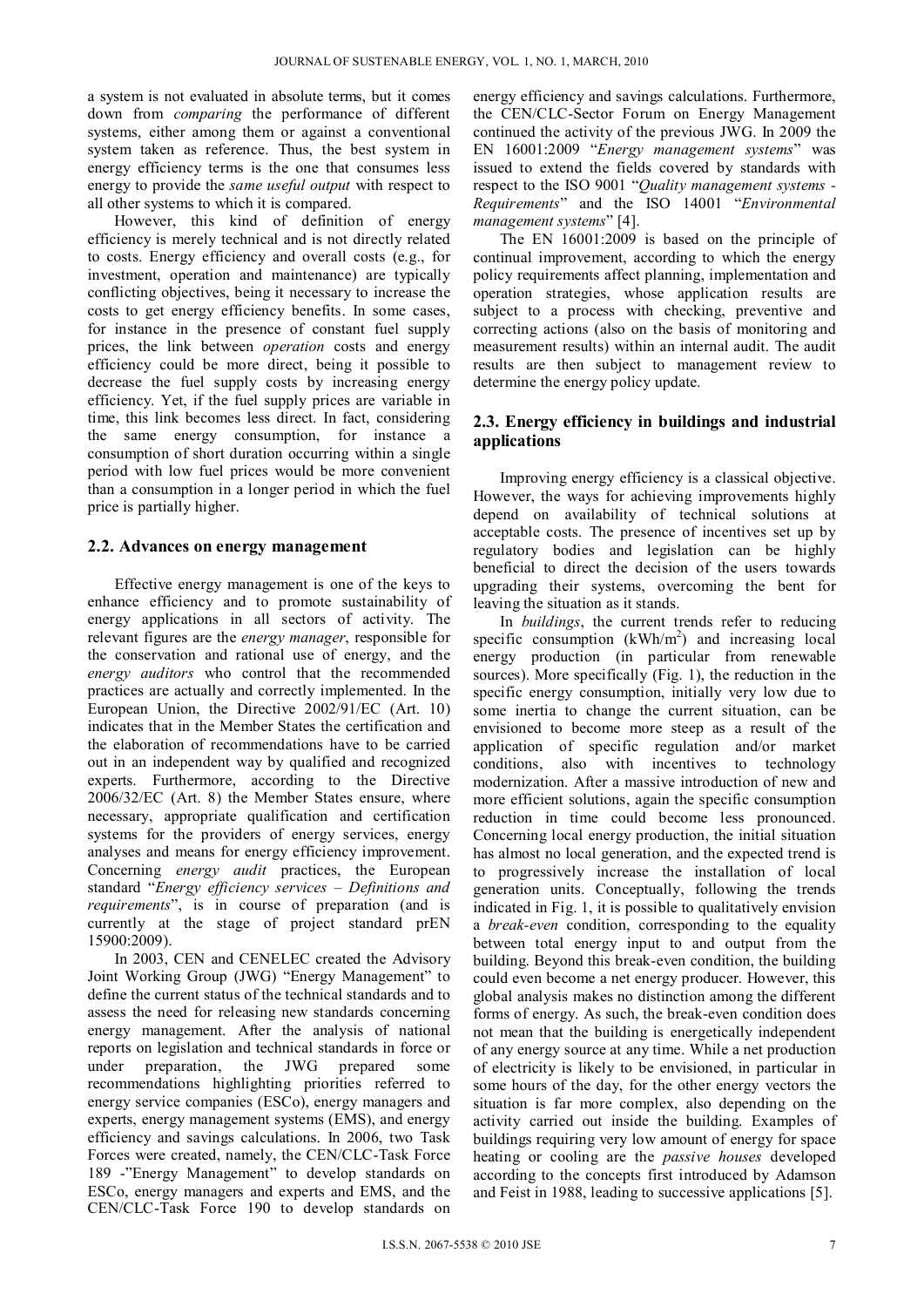a system is not evaluated in absolute terms, but it comes down from *comparing* the performance of different systems, either among them or against a conventional system taken as reference. Thus, the best system in energy efficiency terms is the one that consumes less energy to provide the *same useful output* with respect to all other systems to which it is compared.

However, this kind of definition of energy efficiency is merely technical and is not directly related to costs. Energy efficiency and overall costs (e.g., for investment, operation and maintenance) are typically conflicting objectives, being it necessary to increase the costs to get energy efficiency benefits. In some cases, for instance in the presence of constant fuel supply prices, the link between *operation* costs and energy efficiency could be more direct, being it possible to decrease the fuel supply costs by increasing energy efficiency. Yet, if the fuel supply prices are variable in time, this link becomes less direct. In fact, considering the same energy consumption, for instance a consumption of short duration occurring within a single period with low fuel prices would be more convenient than a consumption in a longer period in which the fuel price is partially higher.

## 2.2. Advances on energy management

Effective energy management is one of the keys to enhance efficiency and to promote sustainability of energy applications in all sectors of activity. The relevant figures are the *energy manager*, responsible for the conservation and rational use of energy, and the *energy auditors* who control that the recommended practices are actually and correctly implemented. In the European Union, the Directive 2002/91/EC (Art. 10) indicates that in the Member States the certification and the elaboration of recommendations have to be carried out in an independent way by qualified and recognized experts. Furthermore, according to the Directive 2006/32/EC (Art. 8) the Member States ensure, where necessary, appropriate qualification and certification systems for the providers of energy services, energy analyses and means for energy efficiency improvement. Concerning *energy audit* practices, the European standard "*Energy efficiency services – Definitions and requirements*", is in course of preparation (and is currently at the stage of project standard prEN 15900:2009).

In 2003, CEN and CENELEC created the Advisory Joint Working Group (JWG) "Energy Management" to define the current status of the technical standards and to assess the need for releasing new standards concerning energy management. After the analysis of national reports on legislation and technical standards in force or under preparation, the JWG prepared some recommendations highlighting priorities referred to energy service companies (ESCo), energy managers and experts, energy management systems (EMS), and energy efficiency and savings calculations. In 2006, two Task Forces were created, namely, the CEN/CLC-Task Force 189 -"Energy Management" to develop standards on ESCo, energy managers and experts and EMS, and the CEN/CLC-Task Force 190 to develop standards on energy efficiency and savings calculations. Furthermore, the CEN/CLC-Sector Forum on Energy Management continued the activity of the previous JWG. In 2009 the EN 16001:2009 "*Energy management systems*" was issued to extend the fields covered by standards with respect to the ISO 9001 "*Quality management systems - Requirements*" and the ISO 14001 "*Environmental management systems*" [4].

The EN 16001:2009 is based on the principle of continual improvement, according to which the energy policy requirements affect planning, implementation and operation strategies, whose application results are subject to a process with checking, preventive and correcting actions (also on the basis of monitoring and measurement results) within an internal audit. The audit results are then subject to management review to determine the energy policy update.

## 2.3. Energy efficiency in buildings and industrial applications

Improving energy efficiency is a classical objective. However, the ways for achieving improvements highly depend on availability of technical solutions at acceptable costs. The presence of incentives set up by regulatory bodies and legislation can be highly beneficial to direct the decision of the users towards upgrading their systems, overcoming the bent for leaving the situation as it stands.

In *buildings*, the current trends refer to reducing specific consumption (kWh/m$^2$) and increasing local energy production (in particular from renewable sources). More specifically (Fig. 1), the reduction in the specific energy consumption, initially very low due to some inertia to change the current situation, can be envisioned to become more steep as a result of the application of specific regulation and/or market conditions, also with incentives to technology modernization. After a massive introduction of new and more efficient solutions, again the specific consumption reduction in time could become less pronounced. Concerning local energy production, the initial situation has almost no local generation, and the expected trend is to progressively increase the installation of local generation units. Conceptually, following the trends indicated in Fig. 1, it is possible to qualitatively envision a *break-even* condition, corresponding to the equality between total energy input to and output from the building. Beyond this break-even condition, the building could even become a net energy producer. However, this global analysis makes no distinction among the different forms of energy. As such, the break-even condition does not mean that the building is energetically independent of any energy source at any time. While a net production of electricity is likely to be envisioned, in particular in some hours of the day, for the other energy vectors the situation is far more complex, also depending on the activity carried out inside the building. Examples of buildings requiring very low amount of energy for space heating or cooling are the *passive houses* developed according to the concepts first introduced by Adamson and Feist in 1988, leading to successive applications [5].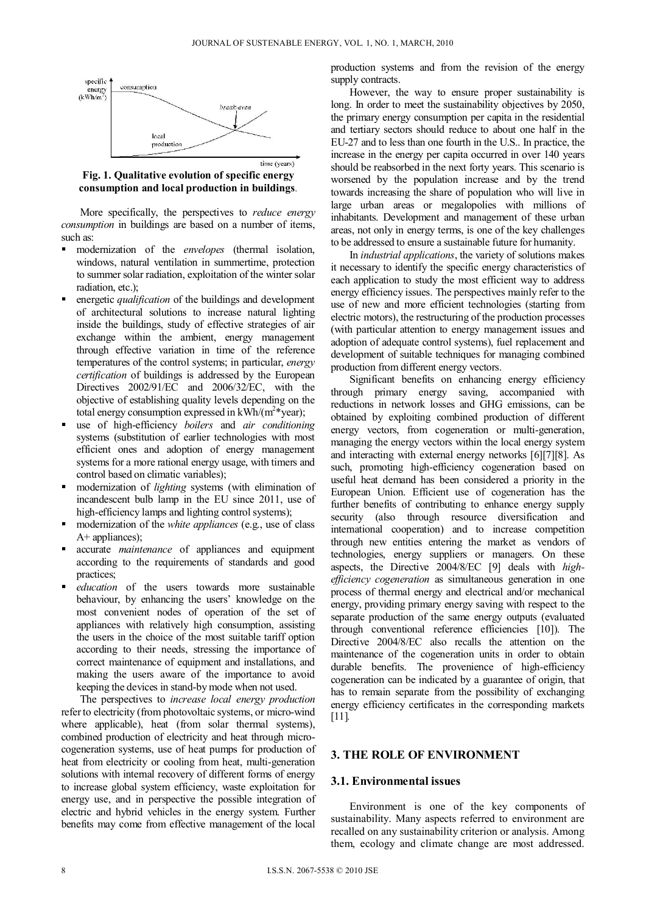**Fig. 1. Qualitative evolution of specific energy consumption and local production in buildings**.

More specifically, the perspectives to *reduce energy consumption* in buildings are based on a number of items, such as:

- modernization of the *envelopes* (thermal isolation, windows, natural ventilation in summertime, protection to summer solar radiation, exploitation of the winter solar radiation, etc.);
- energetic *qualification* of the buildings and development of architectural solutions to increase natural lighting inside the buildings, study of effective strategies of air exchange within the ambient, energy management through effective variation in time of the reference temperatures of the control systems; in particular, *energy certification* of buildings is addressed by the European Directives 2002/91/EC and 2006/32/EC, with the objective of establishing quality levels depending on the total energy consumption expressed in kWh/(m$^2$*year);
- use of high-efficiency *boilers* and *air conditioning* systems (substitution of earlier technologies with most efficient ones and adoption of energy management systems for a more rational energy usage, with timers and control based on climatic variables);
- modernization of *lighting* systems (with elimination of incandescent bulb lamp in the EU since 2011, use of high-efficiency lamps and lighting control systems);
- modernization of the *white appliances* (e.g., use of class A+ appliances);
- accurate *maintenance* of appliances and equipment according to the requirements of standards and good practices;
- *education* of the users towards more sustainable behaviour, by enhancing the users' knowledge on the most convenient nodes of operation of the set of appliances with relatively high consumption, assisting the users in the choice of the most suitable tariff option according to their needs, stressing the importance of correct maintenance of equipment and installations, and making the users aware of the importance to avoid keeping the devices in stand-by mode when not used.

The perspectives to *increase local energy production* refer to electricity (from photovoltaic systems, or micro-wind where applicable), heat (from solar thermal systems), combined production of electricity and heat through micro-cogeneration systems, use of heat pumps for production of heat from electricity or cooling from heat, multi-generation solutions with internal recovery of different forms of energy to increase global system efficiency, waste exploitation for energy use, and in perspective the possible integration of electric and hybrid vehicles in the energy system. Further benefits may come from effective management of the local production systems and from the revision of the energy supply contracts.

However, the way to ensure proper sustainability is long. In order to meet the sustainability objectives by 2050, the primary energy consumption per capita in the residential and tertiary sectors should reduce to about one half in the EU-27 and to less than one fourth in the U.S.. In practice, the increase in the energy per capita occurred in over 140 years should be reabsorbed in the next forty years. This scenario is worsened by the population increase and by the trend towards increasing the share of population who will live in large urban areas or megalopolies with millions of inhabitants. Development and management of these urban areas, not only in energy terms, is one of the key challenges to be addressed to ensure a sustainable future for humanity.

In *industrial applications*, the variety of solutions makes it necessary to identify the specific energy characteristics of each application to study the most efficient way to address energy efficiency issues. The perspectives mainly refer to the use of new and more efficient technologies (starting from electric motors), the restructuring of the production processes (with particular attention to energy management issues and adoption of adequate control systems), fuel replacement and development of suitable techniques for managing combined production from different energy vectors.

Significant benefits on enhancing energy efficiency through primary energy saving, accompanied with reductions in network losses and GHG emissions, can be obtained by exploiting combined production of different energy vectors, from cogeneration or multi-generation, managing the energy vectors within the local energy system and interacting with external energy networks [6][7][8]. As such, promoting high-efficiency cogeneration based on useful heat demand has been considered a priority in the European Union. Efficient use of cogeneration has the further benefits of contributing to enhance energy supply security (also through resource diversification and international cooperation) and to increase competition through new entities entering the market as vendors of technologies, energy suppliers or managers. On these aspects, the Directive 2004/8/EC [9] deals with *high-efficiency cogeneration* as simultaneous generation in one process of thermal energy and electrical and/or mechanical energy, providing primary energy saving with respect to the separate production of the same energy outputs (evaluated through conventional reference efficiencies [10]). The Directive 2004/8/EC also recalls the attention on the maintenance of the cogeneration units in order to obtain durable benefits. The provenience of high-efficiency cogeneration can be indicated by a guarantee of origin, that has to remain separate from the possibility of exchanging energy efficiency certificates in the corresponding markets [11].

## 3. THE ROLE OF ENVIRONMENT

### 3.1. Environmental issues

Environment is one of the key components of sustainability. Many aspects referred to environment are recalled on any sustainability criterion or analysis. Among them, ecology and climate change are most addressed.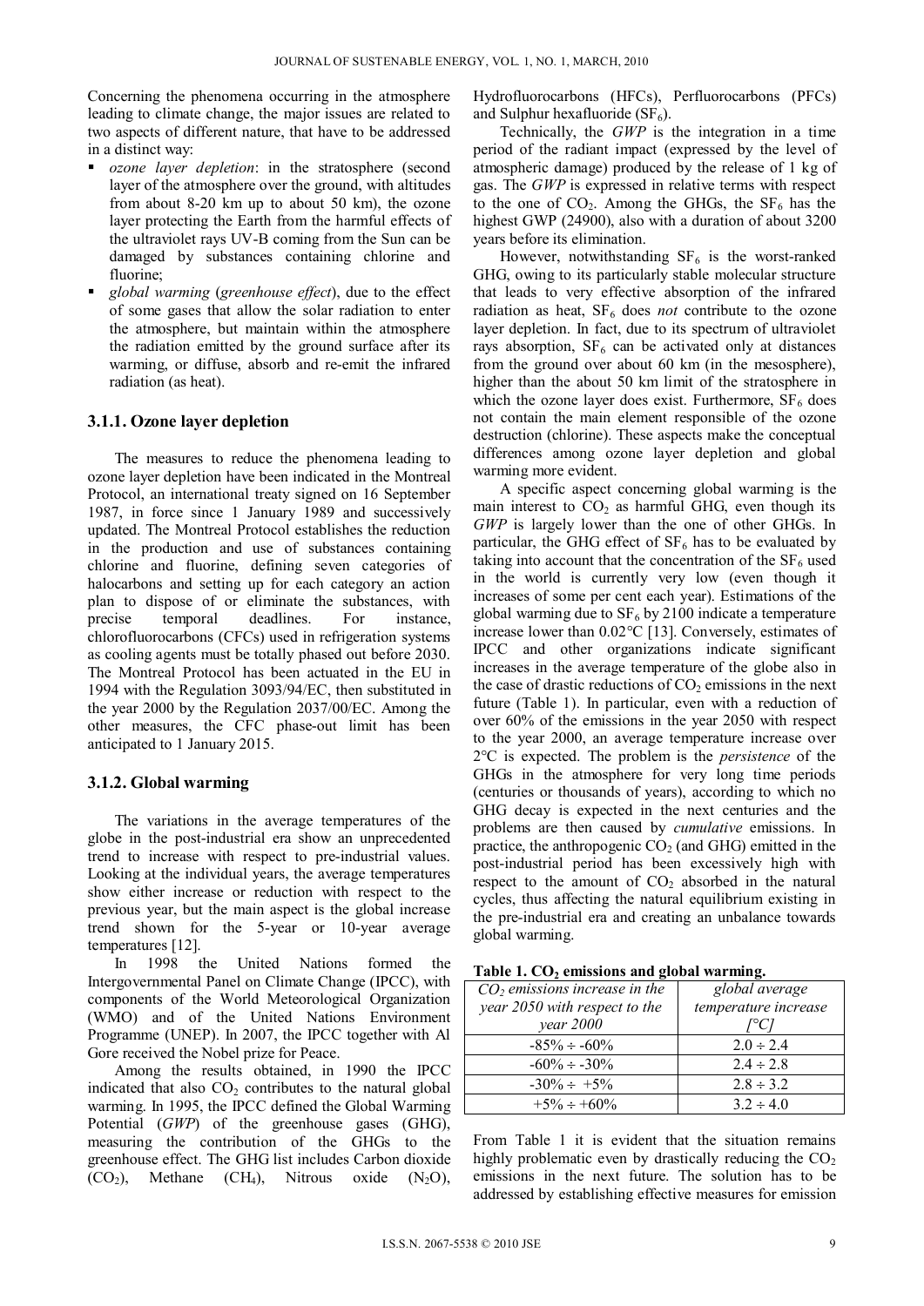Concerning the phenomena occurring in the atmosphere leading to climate change, the major issues are related to two aspects of different nature, that have to be addressed in a distinct way:

- *ozone layer depletion*: in the stratosphere (second layer of the atmosphere over the ground, with altitudes from about 8-20 km up to about 50 km), the ozone layer protecting the Earth from the harmful effects of the ultraviolet rays UV-B coming from the Sun can be damaged by substances containing chlorine and fluorine;
- *global warming* (*greenhouse effect*), due to the effect of some gases that allow the solar radiation to enter the atmosphere, but maintain within the atmosphere the radiation emitted by the ground surface after its warming, or diffuse, absorb and re-emit the infrared radiation (as heat).

### 3.1.1. Ozone layer depletion

The measures to reduce the phenomena leading to ozone layer depletion have been indicated in the Montreal Protocol, an international treaty signed on 16 September 1987, in force since 1 January 1989 and successively updated. The Montreal Protocol establishes the reduction in the production and use of substances containing chlorine and fluorine, defining seven categories of halocarbons and setting up for each category an action plan to dispose of or eliminate the substances, with precise temporal deadlines. For instance, chlorofluorocarbons (CFCs) used in refrigeration systems as cooling agents must be totally phased out before 2030. The Montreal Protocol has been actuated in the EU in 1994 with the Regulation 3093/94/EC, then substituted in the year 2000 by the Regulation 2037/00/EC. Among the other measures, the CFC phase-out limit has been anticipated to 1 January 2015.

### 3.1.2. Global warming

The variations in the average temperatures of the globe in the post-industrial era show an unprecedented trend to increase with respect to pre-industrial values. Looking at the individual years, the average temperatures show either increase or reduction with respect to the previous year, but the main aspect is the global increase trend shown for the 5-year or 10-year average temperatures [12].

In 1998 the United Nations formed the Intergovernmental Panel on Climate Change (IPCC), with components of the World Meteorological Organization (WMO) and of the United Nations Environment Programme (UNEP). In 2007, the IPCC together with Al Gore received the Nobel prize for Peace.

Among the results obtained, in 1990 the IPCC indicated that also $CO_2$ contributes to the natural global warming. In 1995, the IPCC defined the Global Warming Potential (*GWP*) of the greenhouse gases (GHG), measuring the contribution of the GHGs to the greenhouse effect. The GHG list includes Carbon dioxide ($CO_2$), Methane ($CH_4$), Nitrous oxide ($N_2O$), Hydrofluorocarbons (HFCs), Perfluorocarbons (PFCs) and Sulphur hexafluoride ($SF_6$).

Technically, the *GWP* is the integration in a time period of the radiant impact (expressed by the level of atmospheric damage) produced by the release of 1 kg of gas. The *GWP* is expressed in relative terms with respect to the one of $CO_2$. Among the GHGs, the $SF_6$ has the highest GWP (24900), also with a duration of about 3200 years before its elimination.

However, notwithstanding $SF_6$ is the worst-ranked GHG, owing to its particularly stable molecular structure that leads to very effective absorption of the infrared radiation as heat, $SF_6$ does *not* contribute to the ozone layer depletion. In fact, due to its spectrum of ultraviolet rays absorption, $SF_6$ can be activated only at distances from the ground over about 60 km (in the mesosphere), higher than the about 50 km limit of the stratosphere in which the ozone layer does exist. Furthermore, $SF_6$ does not contain the main element responsible of the ozone destruction (chlorine). These aspects make the conceptual differences among ozone layer depletion and global warming more evident.

A specific aspect concerning global warming is the main interest to $CO_2$ as harmful GHG, even though its *GWP* is largely lower than the one of other GHGs. In particular, the GHG effect of $SF_6$ has to be evaluated by taking into account that the concentration of the $SF_6$ used in the world is currently very low (even though it increases of some per cent each year). Estimations of the global warming due to $SF_6$ by 2100 indicate a temperature increase lower than 0.02°C [13]. Conversely, estimates of IPCC and other organizations indicate significant increases in the average temperature of the globe also in the case of drastic reductions of $CO_2$ emissions in the next future (Table 1). In particular, even with a reduction of over 60% of the emissions in the year 2050 with respect to the year 2000, an average temperature increase over 2°C is expected. The problem is the *persistence* of the GHGs in the atmosphere for very long time periods (centuries or thousands of years), according to which no GHG decay is expected in the next centuries and the problems are then caused by *cumulative* emissions. In practice, the anthropogenic $CO_2$ (and GHG) emitted in the post-industrial period has been excessively high with respect to the amount of $CO_2$ absorbed in the natural cycles, thus affecting the natural equilibrium existing in the pre-industrial era and creating an unbalance towards global warming.

**Table 1. $CO_2$ emissions and global warming.**

| *$CO_2$ emissions increase in the year 2050 with respect to the year 2000* | *global average temperature increase [°C]* |
|---|---|
| -85% ÷ -60% | 2.0 ÷ 2.4 |
| -60% ÷ -30% | 2.4 ÷ 2.8 |
| -30% ÷ +5% | 2.8 ÷ 3.2 |
| +5% ÷ +60% | 3.2 ÷ 4.0 |

From Table 1 it is evident that the situation remains highly problematic even by drastically reducing the $CO_2$ emissions in the next future. The solution has to be addressed by establishing effective measures for emission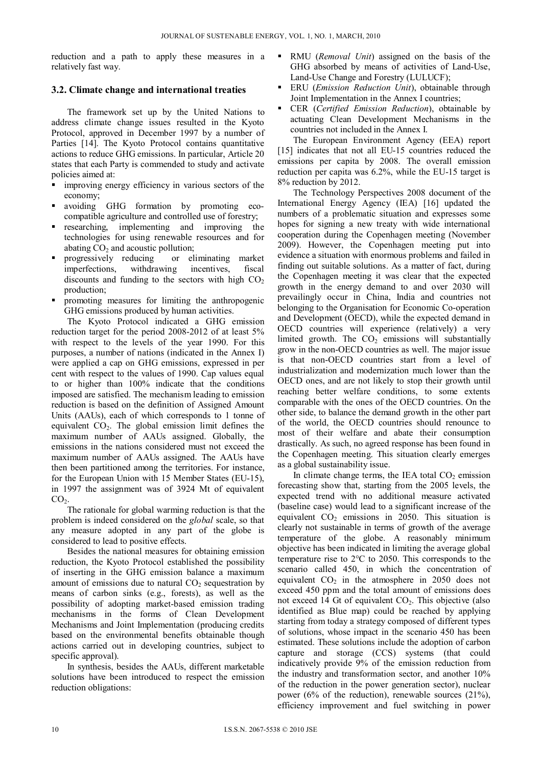reduction and a path to apply these measures in a relatively fast way.

### 3.2. Climate change and international treaties

The framework set up by the United Nations to address climate change issues resulted in the Kyoto Protocol, approved in December 1997 by a number of Parties [14]. The Kyoto Protocol contains quantitative actions to reduce GHG emissions. In particular, Article 20 states that each Party is commended to study and activate policies aimed at:

- improving energy efficiency in various sectors of the economy;
- avoiding GHG formation by promoting eco-compatible agriculture and controlled use of forestry;
- researching, implementing and improving the technologies for using renewable resources and for abating $CO_2$ and acoustic pollution;
- progressively reducing or eliminating market imperfections, withdrawing incentives, fiscal discounts and funding to the sectors with high $CO_2$ production;
- promoting measures for limiting the anthropogenic GHG emissions produced by human activities.

The Kyoto Protocol indicated a GHG emission reduction target for the period 2008-2012 of at least 5% with respect to the levels of the year 1990. For this purposes, a number of nations (indicated in the Annex I) were applied a cap on GHG emissions, expressed in per cent with respect to the values of 1990. Cap values equal to or higher than 100% indicate that the conditions imposed are satisfied. The mechanism leading to emission reduction is based on the definition of Assigned Amount Units (AAUs), each of which corresponds to 1 tonne of equivalent $CO_2$. The global emission limit defines the maximum number of AAUs assigned. Globally, the emissions in the nations considered must not exceed the maximum number of AAUs assigned. The AAUs have then been partitioned among the territories. For instance, for the European Union with 15 Member States (EU-15), in 1997 the assignment was of 3924 Mt of equivalent $CO_2$.

The rationale for global warming reduction is that the problem is indeed considered on the *global* scale, so that any measure adopted in any part of the globe is considered to lead to positive effects.

Besides the national measures for obtaining emission reduction, the Kyoto Protocol established the possibility of inserting in the GHG emission balance a maximum amount of emissions due to natural $CO_2$ sequestration by means of carbon sinks (e.g., forests), as well as the possibility of adopting market-based emission trading mechanisms in the forms of Clean Development Mechanisms and Joint Implementation (producing credits based on the environmental benefits obtainable though actions carried out in developing countries, subject to specific approval).

In synthesis, besides the AAUs, different marketable solutions have been introduced to respect the emission reduction obligations:

- RMU (*Removal Unit*) assigned on the basis of the GHG absorbed by means of activities of Land-Use, Land-Use Change and Forestry (LULUCF);
- ERU (*Emission Reduction Unit*), obtainable through Joint Implementation in the Annex I countries;
- CER (*Certified Emission Reduction*), obtainable by actuating Clean Development Mechanisms in the countries not included in the Annex I.

The European Environment Agency (EEA) report [15] indicates that not all EU-15 countries reduced the emissions per capita by 2008. The overall emission reduction per capita was 6.2%, while the EU-15 target is 8% reduction by 2012.

The Technology Perspectives 2008 document of the International Energy Agency (IEA) [16] updated the numbers of a problematic situation and expresses some hopes for signing a new treaty with wide international cooperation during the Copenhagen meeting (November 2009). However, the Copenhagen meeting put into evidence a situation with enormous problems and failed in finding out suitable solutions. As a matter of fact, during the Copenhagen meeting it was clear that the expected growth in the energy demand to and over 2030 will prevailingly occur in China, India and countries not belonging to the Organisation for Economic Co-operation and Development (OECD), while the expected demand in OECD countries will experience (relatively) a very limited growth. The $CO_2$ emissions will substantially grow in the non-OECD countries as well. The major issue is that non-OECD countries start from a level of industrialization and modernization much lower than the OECD ones, and are not likely to stop their growth until reaching better welfare conditions, to some extents comparable with the ones of the OECD countries. On the other side, to balance the demand growth in the other part of the world, the OECD countries should renounce to most of their welfare and abate their consumption drastically. As such, no agreed response has been found in the Copenhagen meeting. This situation clearly emerges as a global sustainability issue.

In climate change terms, the IEA total $CO_2$ emission forecasting show that, starting from the 2005 levels, the expected trend with no additional measure activated (baseline case) would lead to a significant increase of the equivalent $CO_2$ emissions in 2050. This situation is clearly not sustainable in terms of growth of the average temperature of the globe. A reasonably minimum objective has been indicated in limiting the average global temperature rise to 2°C to 2050. This corresponds to the scenario called 450, in which the concentration of equivalent $CO_2$ in the atmosphere in 2050 does not exceed 450 ppm and the total amount of emissions does not exceed 14 Gt of equivalent $CO_2$. This objective (also identified as Blue map) could be reached by applying starting from today a strategy composed of different types of solutions, whose impact in the scenario 450 has been estimated. These solutions include the adoption of carbon capture and storage (CCS) systems (that could indicatively provide 9% of the emission reduction from the industry and transformation sector, and another 10% of the reduction in the power generation sector), nuclear power (6% of the reduction), renewable sources (21%), efficiency improvement and fuel switching in power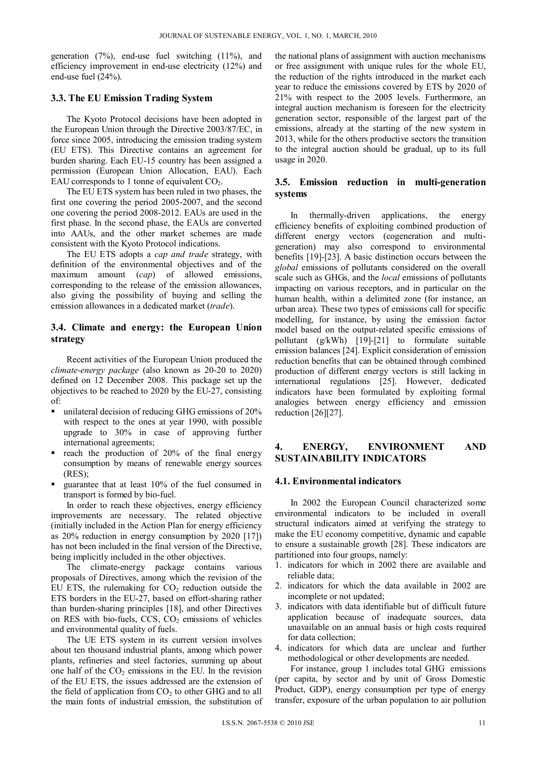generation (7%), end-use fuel switching (11%), and efficiency improvement in end-use electricity (12%) and end-use fuel (24%).

### 3.3. The EU Emission Trading System

The Kyoto Protocol decisions have been adopted in the European Union through the Directive 2003/87/EC, in force since 2005, introducing the emission trading system (EU ETS). This Directive contains an agreement for burden sharing. Each EU-15 country has been assigned a permission (European Union Allocation, EAU). Each EAU corresponds to 1 tonne of equivalent $CO_2$.

The EU ETS system has been ruled in two phases, the first one covering the period 2005-2007, and the second one covering the period 2008-2012. EAUs are used in the first phase. In the second phase, the EAUs are converted into AAUs, and the other market schemes are made consistent with the Kyoto Protocol indications.

The EU ETS adopts a *cap and trade* strategy, with definition of the environmental objectives and of the maximum amount (*cap*) of allowed emissions, corresponding to the release of the emission allowances, also giving the possibility of buying and selling the emission allowances in a dedicated market (*trade*).

### 3.4. Climate and energy: the European Union strategy

Recent activities of the European Union produced the *climate-energy package* (also known as 20-20 to 2020) defined on 12 December 2008. This package set up the objectives to be reached to 2020 by the EU-27, consisting of:

- unilateral decision of reducing GHG emissions of 20% with respect to the ones at year 1990, with possible upgrade to 30% in case of approving further international agreements;
- reach the production of 20% of the final energy consumption by means of renewable energy sources (RES);
- guarantee that at least 10% of the fuel consumed in transport is formed by bio-fuel.

In order to reach these objectives, energy efficiency improvements are necessary. The related objective (initially included in the Action Plan for energy efficiency as 20% reduction in energy consumption by 2020 [17]) has not been included in the final version of the Directive, being implicitly included in the other objectives.

The climate-energy package contains various proposals of Directives, among which the revision of the EU ETS, the rulemaking for $CO_2$ reduction outside the ETS borders in the EU-27, based on effort-sharing rather than burden-sharing principles [18], and other Directives on RES with bio-fuels, CCS, $CO_2$ emissions of vehicles and environmental quality of fuels.

The UE ETS system in its current version involves about ten thousand industrial plants, among which power plants, refineries and steel factories, summing up about one half of the $CO_2$ emissions in the EU. In the revision of the EU ETS, the issues addressed are the extension of the field of application from $CO_2$ to other GHG and to all the main fonts of industrial emission, the substitution of the national plans of assignment with auction mechanisms or free assignment with unique rules for the whole EU, the reduction of the rights introduced in the market each year to reduce the emissions covered by ETS by 2020 of 21% with respect to the 2005 levels. Furthermore, an integral auction mechanism is foreseen for the electricity generation sector, responsible of the largest part of the emissions, already at the starting of the new system in 2013, while for the others productive sectors the transition to the integral auction should be gradual, up to its full usage in 2020.

### 3.5. Emission reduction in multi-generation systems

In thermally-driven applications, the energy efficiency benefits of exploiting combined production of different energy vectors (cogeneration and multi-generation) may also correspond to environmental benefits [19]-[23]. A basic distinction occurs between the *global* emissions of pollutants considered on the overall scale such as GHGs, and the *local* emissions of pollutants impacting on various receptors, and in particular on the human health, within a delimited zone (for instance, an urban area). These two types of emissions call for specific modelling, for instance, by using the emission factor model based on the output-related specific emissions of pollutant (g/kWh) [19]-[21] to formulate suitable emission balances [24]. Explicit consideration of emission reduction benefits that can be obtained through combined production of different energy vectors is still lacking in international regulations [25]. However, dedicated indicators have been formulated by exploiting formal analogies between energy efficiency and emission reduction [26][27].

## 4. ENERGY, ENVIRONMENT AND SUSTAINABILITY INDICATORS

### 4.1. Environmental indicators

In 2002 the European Council characterized some environmental indicators to be included in overall structural indicators aimed at verifying the strategy to make the EU economy competitive, dynamic and capable to ensure a sustainable growth [28]. These indicators are partitioned into four groups, namely:

1. indicators for which in 2002 there are available and reliable data;
2. indicators for which the data available in 2002 are incomplete or not updated;
3. indicators with data identifiable but of difficult future application because of inadequate sources, data unavailable on an annual basis or high costs required for data collection;
4. indicators for which data are unclear and further methodological or other developments are needed.

For instance, group 1 includes total GHG emissions (per capita, by sector and by unit of Gross Domestic Product, GDP), energy consumption per type of energy transfer, exposure of the urban population to air pollution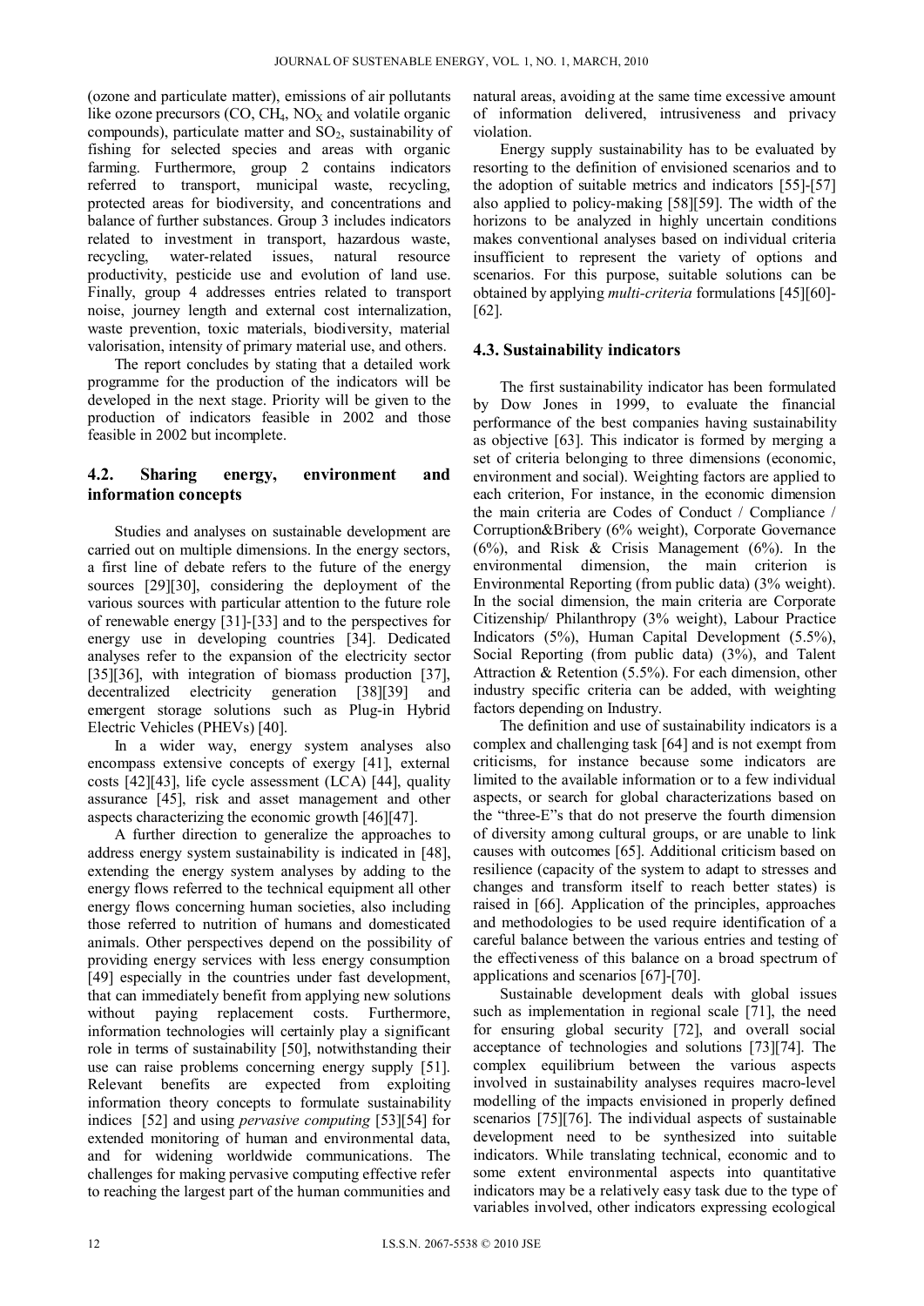(ozone and particulate matter), emissions of air pollutants like ozone precursors (CO, $CH_4$, $NO_X$ and volatile organic compounds), particulate matter and $SO_2$, sustainability of fishing for selected species and areas with organic farming. Furthermore, group 2 contains indicators referred to transport, municipal waste, recycling, protected areas for biodiversity, and concentrations and balance of further substances. Group 3 includes indicators related to investment in transport, hazardous waste, recycling, water-related issues, natural resource productivity, pesticide use and evolution of land use. Finally, group 4 addresses entries related to transport noise, journey length and external cost internalization, waste prevention, toxic materials, biodiversity, material valorisation, intensity of primary material use, and others.

The report concludes by stating that a detailed work programme for the production of the indicators will be developed in the next stage. Priority will be given to the production of indicators feasible in 2002 and those feasible in 2002 but incomplete.

### 4.2. Sharing energy, environment and information concepts

Studies and analyses on sustainable development are carried out on multiple dimensions. In the energy sectors, a first line of debate refers to the future of the energy sources [29][30], considering the deployment of the various sources with particular attention to the future role of renewable energy [31]-[33] and to the perspectives for energy use in developing countries [34]. Dedicated analyses refer to the expansion of the electricity sector [35][36], with integration of biomass production [37], decentralized electricity generation [38][39] and emergent storage solutions such as Plug-in Hybrid Electric Vehicles (PHEVs) [40].

In a wider way, energy system analyses also encompass extensive concepts of exergy [41], external costs [42][43], life cycle assessment (LCA) [44], quality assurance [45], risk and asset management and other aspects characterizing the economic growth [46][47].

A further direction to generalize the approaches to address energy system sustainability is indicated in [48], extending the energy system analyses by adding to the energy flows referred to the technical equipment all other energy flows concerning human societies, also including those referred to nutrition of humans and domesticated animals. Other perspectives depend on the possibility of providing energy services with less energy consumption [49] especially in the countries under fast development, that can immediately benefit from applying new solutions without paying replacement costs. Furthermore, information technologies will certainly play a significant role in terms of sustainability [50], notwithstanding their use can raise problems concerning energy supply [51]. Relevant benefits are expected from exploiting information theory concepts to formulate sustainability indices [52] and using *pervasive computing* [53][54] for extended monitoring of human and environmental data, and for widening worldwide communications. The challenges for making pervasive computing effective refer to reaching the largest part of the human communities and natural areas, avoiding at the same time excessive amount of information delivered, intrusiveness and privacy violation.

Energy supply sustainability has to be evaluated by resorting to the definition of envisioned scenarios and to the adoption of suitable metrics and indicators [55]-[57] also applied to policy-making [58][59]. The width of the horizons to be analyzed in highly uncertain conditions makes conventional analyses based on individual criteria insufficient to represent the variety of options and scenarios. For this purpose, suitable solutions can be obtained by applying *multi-criteria* formulations [45][60]-[62].

### 4.3. Sustainability indicators

The first sustainability indicator has been formulated by Dow Jones in 1999, to evaluate the financial performance of the best companies having sustainability as objective [63]. This indicator is formed by merging a set of criteria belonging to three dimensions (economic, environment and social). Weighting factors are applied to each criterion, For instance, in the economic dimension the main criteria are Codes of Conduct / Compliance / Corruption&Bribery (6% weight), Corporate Governance (6%), and Risk & Crisis Management (6%). In the environmental dimension, the main criterion is Environmental Reporting (from public data) (3% weight). In the social dimension, the main criteria are Corporate Citizenship/ Philanthropy (3% weight), Labour Practice Indicators (5%), Human Capital Development (5.5%), Social Reporting (from public data) (3%), and Talent Attraction & Retention (5.5%). For each dimension, other industry specific criteria can be added, with weighting factors depending on Industry.

The definition and use of sustainability indicators is a complex and challenging task [64] and is not exempt from criticisms, for instance because some indicators are limited to the available information or to a few individual aspects, or search for global characterizations based on the "three-E"s that do not preserve the fourth dimension of diversity among cultural groups, or are unable to link causes with outcomes [65]. Additional criticism based on resilience (capacity of the system to adapt to stresses and changes and transform itself to reach better states) is raised in [66]. Application of the principles, approaches and methodologies to be used require identification of a careful balance between the various entries and testing of the effectiveness of this balance on a broad spectrum of applications and scenarios [67]-[70].

Sustainable development deals with global issues such as implementation in regional scale [71], the need for ensuring global security [72], and overall social acceptance of technologies and solutions [73][74]. The complex equilibrium between the various aspects involved in sustainability analyses requires macro-level modelling of the impacts envisioned in properly defined scenarios [75][76]. The individual aspects of sustainable development need to be synthesized into suitable indicators. While translating technical, economic and to some extent environmental aspects into quantitative indicators may be a relatively easy task due to the type of variables involved, other indicators expressing ecological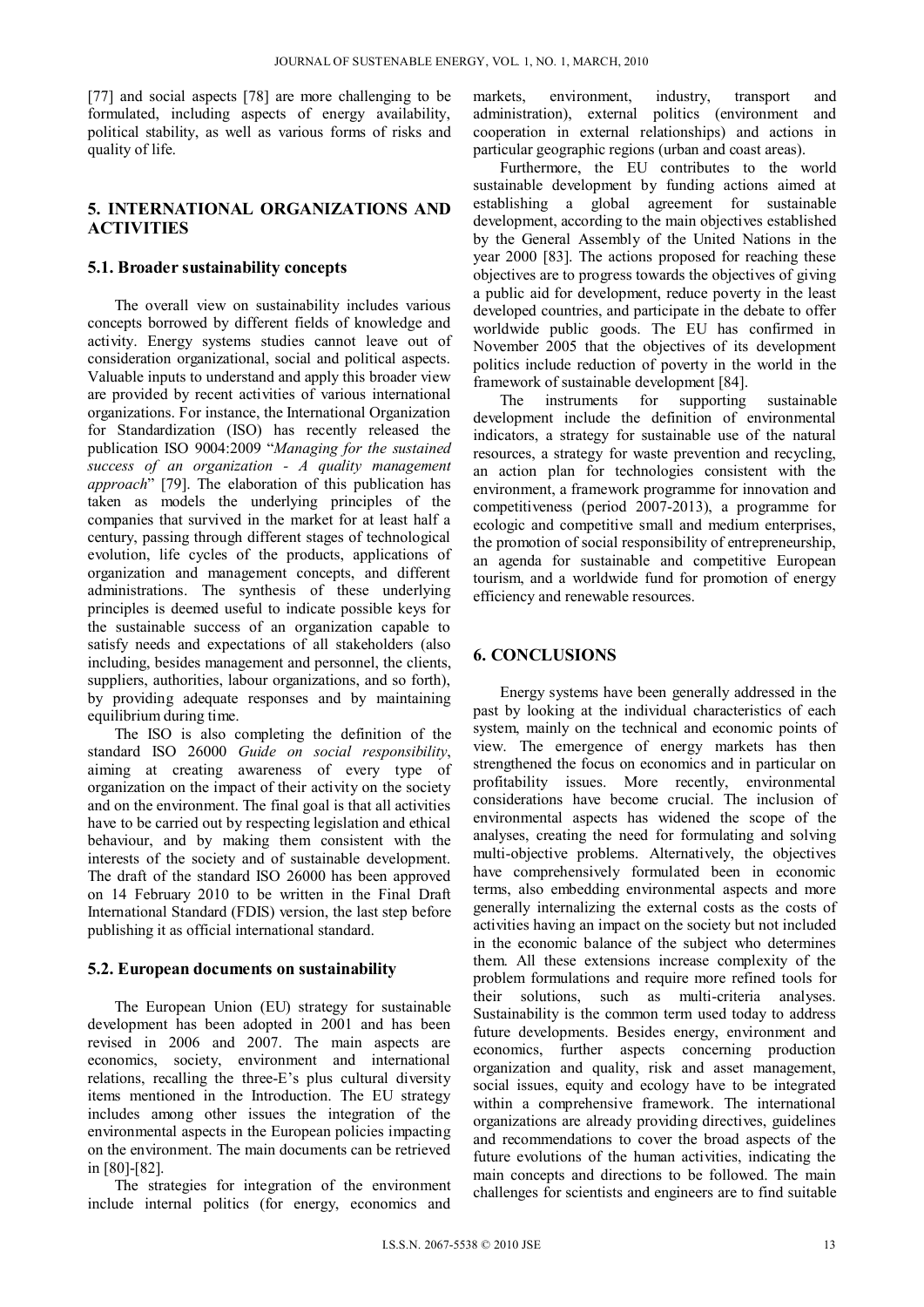[77] and social aspects [78] are more challenging to be formulated, including aspects of energy availability, political stability, as well as various forms of risks and quality of life.

## 5. INTERNATIONAL ORGANIZATIONS AND ACTIVITIES

### 5.1. Broader sustainability concepts

The overall view on sustainability includes various concepts borrowed by different fields of knowledge and activity. Energy systems studies cannot leave out of consideration organizational, social and political aspects. Valuable inputs to understand and apply this broader view are provided by recent activities of various international organizations. For instance, the International Organization for Standardization (ISO) has recently released the publication ISO 9004:2009 "*Managing for the sustained success of an organization - A quality management approach*" [79]. The elaboration of this publication has taken as models the underlying principles of the companies that survived in the market for at least half a century, passing through different stages of technological evolution, life cycles of the products, applications of organization and management concepts, and different administrations. The synthesis of these underlying principles is deemed useful to indicate possible keys for the sustainable success of an organization capable to satisfy needs and expectations of all stakeholders (also including, besides management and personnel, the clients, suppliers, authorities, labour organizations, and so forth), by providing adequate responses and by maintaining equilibrium during time.

The ISO is also completing the definition of the standard ISO 26000 *Guide on social responsibility*, aiming at creating awareness of every type of organization on the impact of their activity on the society and on the environment. The final goal is that all activities have to be carried out by respecting legislation and ethical behaviour, and by making them consistent with the interests of the society and of sustainable development. The draft of the standard ISO 26000 has been approved on 14 February 2010 to be written in the Final Draft International Standard (FDIS) version, the last step before publishing it as official international standard.

### 5.2. European documents on sustainability

The European Union (EU) strategy for sustainable development has been adopted in 2001 and has been revised in 2006 and 2007. The main aspects are economics, society, environment and international relations, recalling the three-E's plus cultural diversity items mentioned in the Introduction. The EU strategy includes among other issues the integration of the environmental aspects in the European policies impacting on the environment. The main documents can be retrieved in [80]-[82].

The strategies for integration of the environment include internal politics (for energy, economics and markets, environment, industry, transport and administration), external politics (environment and cooperation in external relationships) and actions in particular geographic regions (urban and coast areas).

Furthermore, the EU contributes to the world sustainable development by funding actions aimed at establishing a global agreement for sustainable development, according to the main objectives established by the General Assembly of the United Nations in the year 2000 [83]. The actions proposed for reaching these objectives are to progress towards the objectives of giving a public aid for development, reduce poverty in the least developed countries, and participate in the debate to offer worldwide public goods. The EU has confirmed in November 2005 that the objectives of its development politics include reduction of poverty in the world in the framework of sustainable development [84].

The instruments for supporting sustainable development include the definition of environmental indicators, a strategy for sustainable use of the natural resources, a strategy for waste prevention and recycling, an action plan for technologies consistent with the environment, a framework programme for innovation and competitiveness (period 2007-2013), a programme for ecologic and competitive small and medium enterprises, the promotion of social responsibility of entrepreneurship, an agenda for sustainable and competitive European tourism, and a worldwide fund for promotion of energy efficiency and renewable resources.

## 6. CONCLUSIONS

Energy systems have been generally addressed in the past by looking at the individual characteristics of each system, mainly on the technical and economic points of view. The emergence of energy markets has then strengthened the focus on economics and in particular on profitability issues. More recently, environmental considerations have become crucial. The inclusion of environmental aspects has widened the scope of the analyses, creating the need for formulating and solving multi-objective problems. Alternatively, the objectives have comprehensively formulated been in economic terms, also embedding environmental aspects and more generally internalizing the external costs as the costs of activities having an impact on the society but not included in the economic balance of the subject who determines them. All these extensions increase complexity of the problem formulations and require more refined tools for their solutions, such as multi-criteria analyses. Sustainability is the common term used today to address future developments. Besides energy, environment and economics, further aspects concerning production organization and quality, risk and asset management, social issues, equity and ecology have to be integrated within a comprehensive framework. The international organizations are already providing directives, guidelines and recommendations to cover the broad aspects of the future evolutions of the human activities, indicating the main concepts and directions to be followed. The main challenges for scientists and engineers are to find suitable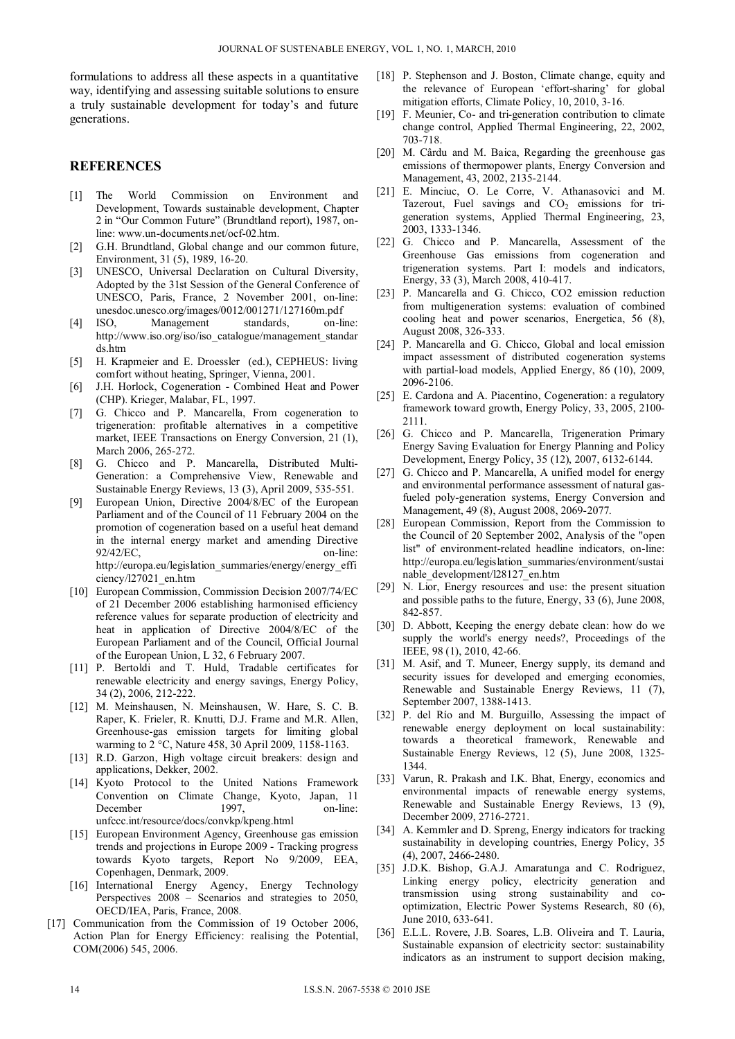formulations to address all these aspects in a quantitative way, identifying and assessing suitable solutions to ensure a truly sustainable development for today's and future generations.

## REFERENCES

[1] The World Commission on Environment and Development, Towards sustainable development, Chapter 2 in "Our Common Future" (Brundtland report), 1987, on-line: www.un-documents.net/ocf-02.htm.

[2] G.H. Brundtland, Global change and our common future, Environment, 31 (5), 1989, 16-20.

[3] UNESCO, Universal Declaration on Cultural Diversity, Adopted by the 31st Session of the General Conference of UNESCO, Paris, France, 2 November 2001, on-line: unesdoc.unesco.org/images/0012/001271/127160m.pdf

[4] ISO, Management standards, on-line: http://www.iso.org/iso/iso_catalogue/management_standards.htm

[5] H. Krapmeier and E. Droessler (ed.), CEPHEUS: living comfort without heating, Springer, Vienna, 2001.

[6] J.H. Horlock, Cogeneration - Combined Heat and Power (CHP). Krieger, Malabar, FL, 1997.

[7] G. Chicco and P. Mancarella, From cogeneration to trigeneration: profitable alternatives in a competitive market, IEEE Transactions on Energy Conversion, 21 (1), March 2006, 265-272.

[8] G. Chicco and P. Mancarella, Distributed Multi-Generation: a Comprehensive View, Renewable and Sustainable Energy Reviews, 13 (3), April 2009, 535-551.

[9] European Union, Directive 2004/8/EC of the European Parliament and of the Council of 11 February 2004 on the promotion of cogeneration based on a useful heat demand in the internal energy market and amending Directive 92/42/EC, on-line: http://europa.eu/legislation_summaries/energy/energy_efficiency/l27021_en.htm

[10] European Commission, Commission Decision 2007/74/EC of 21 December 2006 establishing harmonised efficiency reference values for separate production of electricity and heat in application of Directive 2004/8/EC of the European Parliament and of the Council, Official Journal of the European Union, L 32, 6 February 2007.

[11] P. Bertoldi and T. Huld, Tradable certificates for renewable electricity and energy savings, Energy Policy, 34 (2), 2006, 212-222.

[12] M. Meinshausen, N. Meinshausen, W. Hare, S. C. B. Raper, K. Frieler, R. Knutti, D.J. Frame and M.R. Allen, Greenhouse-gas emission targets for limiting global warming to 2 °C, Nature 458, 30 April 2009, 1158-1163.

[13] R.D. Garzon, High voltage circuit breakers: design and applications, Dekker, 2002.

[14] Kyoto Protocol to the United Nations Framework Convention on Climate Change, Kyoto, Japan, 11 December 1997, on-line: unfccc.int/resource/docs/convkp/kpeng.html

[15] European Environment Agency, Greenhouse gas emission trends and projections in Europe 2009 - Tracking progress towards Kyoto targets, Report No 9/2009, EEA, Copenhagen, Denmark, 2009.

[16] International Energy Agency, Energy Technology Perspectives 2008 – Scenarios and strategies to 2050, OECD/IEA, Paris, France, 2008.

[17] Communication from the Commission of 19 October 2006, Action Plan for Energy Efficiency: realising the Potential, COM(2006) 545, 2006.

[18] P. Stephenson and J. Boston, Climate change, equity and the relevance of European 'effort-sharing' for global mitigation efforts, Climate Policy, 10, 2010, 3-16.

[19] F. Meunier, Co- and tri-generation contribution to climate change control, Applied Thermal Engineering, 22, 2002, 703-718.

[20] M. Cârdu and M. Baica, Regarding the greenhouse gas emissions of thermopower plants, Energy Conversion and Management, 43, 2002, 2135-2144.

[21] E. Minciuc, O. Le Corre, V. Athanasovici and M. Tazerout, Fuel savings and $CO_2$ emissions for tri-generation systems, Applied Thermal Engineering, 23, 2003, 1333-1346.

[22] G. Chicco and P. Mancarella, Assessment of the Greenhouse Gas emissions from cogeneration and trigeneration systems. Part I: models and indicators, Energy, 33 (3), March 2008, 410-417.

[23] P. Mancarella and G. Chicco, CO2 emission reduction from multigeneration systems: evaluation of combined cooling heat and power scenarios, Energetica, 56 (8), August 2008, 326-333.

[24] P. Mancarella and G. Chicco, Global and local emission impact assessment of distributed cogeneration systems with partial-load models, Applied Energy, 86 (10), 2009, 2096-2106.

[25] E. Cardona and A. Piacentino, Cogeneration: a regulatory framework toward growth, Energy Policy, 33, 2005, 2100-2111.

[26] G. Chicco and P. Mancarella, Trigeneration Primary Energy Saving Evaluation for Energy Planning and Policy Development, Energy Policy, 35 (12), 2007, 6132-6144.

[27] G. Chicco and P. Mancarella, A unified model for energy and environmental performance assessment of natural gas-fueled poly-generation systems, Energy Conversion and Management, 49 (8), August 2008, 2069-2077.

[28] European Commission, Report from the Commission to the Council of 20 September 2002, Analysis of the "open list" of environment-related headline indicators, on-line: http://europa.eu/legislation_summaries/environment/sustainable_development/l28127_en.htm

[29] N. Lior, Energy resources and use: the present situation and possible paths to the future, Energy, 33 (6), June 2008, 842-857.

[30] D. Abbott, Keeping the energy debate clean: how do we supply the world's energy needs?, Proceedings of the IEEE, 98 (1), 2010, 42-66.

[31] M. Asif, and T. Muneer, Energy supply, its demand and security issues for developed and emerging economies, Renewable and Sustainable Energy Reviews, 11 (7), September 2007, 1388-1413.

[32] P. del Río and M. Burguillo, Assessing the impact of renewable energy deployment on local sustainability: towards a theoretical framework, Renewable and Sustainable Energy Reviews, 12 (5), June 2008, 1325-1344.

[33] Varun, R. Prakash and I.K. Bhat, Energy, economics and environmental impacts of renewable energy systems, Renewable and Sustainable Energy Reviews, 13 (9), December 2009, 2716-2721.

[34] A. Kemmler and D. Spreng, Energy indicators for tracking sustainability in developing countries, Energy Policy, 35 (4), 2007, 2466-2480.

[35] J.D.K. Bishop, G.A.J. Amaratunga and C. Rodriguez, Linking energy policy, electricity generation and transmission using strong sustainability and co-optimization, Electric Power Systems Research, 80 (6), June 2010, 633-641.

[36] E.L.L. Rovere, J.B. Soares, L.B. Oliveira and T. Lauria, Sustainable expansion of electricity sector: sustainability indicators as an instrument to support decision making,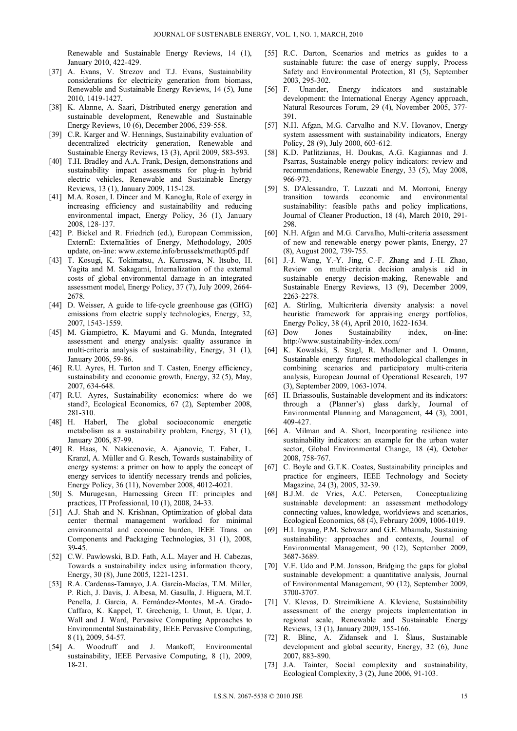Renewable and Sustainable Energy Reviews, 14 (1), January 2010, 422-429.

[37] A. Evans, V. Strezov and T.J. Evans, Sustainability considerations for electricity generation from biomass, Renewable and Sustainable Energy Reviews, 14 (5), June 2010, 1419-1427.

[38] K. Alanne, A. Saari, Distributed energy generation and sustainable development, Renewable and Sustainable Energy Reviews, 10 (6), December 2006, 539-558.

[39] C.R. Karger and W. Hennings, Sustainability evaluation of decentralized electricity generation, Renewable and Sustainable Energy Reviews, 13 (3), April 2009, 583-593.

[40] T.H. Bradley and A.A. Frank, Design, demonstrations and sustainability impact assessments for plug-in hybrid electric vehicles, Renewable and Sustainable Energy Reviews, 13 (1), January 2009, 115-128.

[41] M.A. Rosen, I. Dincer and M. Kanoglu, Role of exergy in increasing efficiency and sustainability and reducing environmental impact, Energy Policy, 36 (1), January 2008, 128-137.

[42] P. Bickel and R. Friedrich (ed.), European Commission, ExternE: Externalities of Energy, Methodology, 2005 update, on-line: www.externe.info/brussels/methup05.pdf

[43] T. Kosugi, K. Tokimatsu, A. Kurosawa, N. Itsubo, H. Yagita and M. Sakagami, Internalization of the external costs of global environmental damage in an integrated assessment model, Energy Policy, 37 (7), July 2009, 2664-2678.

[44] D. Weisser, A guide to life-cycle greenhouse gas (GHG) emissions from electric supply technologies, Energy, 32, 2007, 1543-1559.

[45] M. Giampietro, K. Mayumi and G. Munda, Integrated assessment and energy analysis: quality assurance in multi-criteria analysis of sustainability, Energy, 31 (1), January 2006, 59-86.

[46] R.U. Ayres, H. Turton and T. Casten, Energy efficiency, sustainability and economic growth, Energy, 32 (5), May, 2007, 634-648.

[47] R.U. Ayres, Sustainability economics: where do we stand?, Ecological Economics, 67 (2), September 2008, 281-310.

[48] H. Haberl, The global socioeconomic energetic metabolism as a sustainability problem, Energy, 31 (1), January 2006, 87-99.

[49] R. Haas, N. Nakicenovic, A. Ajanovic, T. Faber, L. Kranzl, A. Müller and G. Resch, Towards sustainability of energy systems: a primer on how to apply the concept of energy services to identify necessary trends and policies, Energy Policy, 36 (11), November 2008, 4012-4021.

[50] S. Murugesan, Harnessing Green IT: principles and practices, IT Professional, 10 (1), 2008, 24-33.

[51] A.J. Shah and N. Krishnan, Optimization of global data center thermal management workload for minimal environmental and economic burden, IEEE Trans. on Components and Packaging Technologies, 31 (1), 2008, 39-45.

[52] C.W. Pawlowski, B.D. Fath, A.L. Mayer and H. Cabezas, Towards a sustainability index using information theory, Energy, 30 (8), June 2005, 1221-1231.

[53] R.A. Cardenas-Tamayo, J.A. García-Macías, T.M. Miller, P. Rich, J. Davis, J. Albesa, M. Gasulla, J. Higuera, M.T. Penella, J. Garcia, A. Fernández-Montes, M.-A. Grado-Caffaro, K. Kappel, T. Grechenig, I. Umut, E. Uçar, J. Wall and J. Ward, Pervasive Computing Approaches to Environmental Sustainability, IEEE Pervasive Computing, 8 (1), 2009, 54-57.

[54] A. Woodruff and J. Mankoff, Environmental sustainability, IEEE Pervasive Computing, 8 (1), 2009, 18-21.

[55] R.C. Darton, Scenarios and metrics as guides to a sustainable future: the case of energy supply, Process Safety and Environmental Protection, 81 (5), September 2003, 295-302.

[56] F. Unander, Energy indicators and sustainable development: the International Energy Agency approach, Natural Resources Forum, 29 (4), November 2005, 377-391.

[57] N.H. Afgan, M.G. Carvalho and N.V. Hovanov, Energy system assessment with sustainability indicators, Energy Policy, 28 (9), July 2000, 603-612.

[58] K.D. Patlitzianas, H. Doukas, A.G. Kagiannas and J. Psarras, Sustainable energy policy indicators: review and recommendations, Renewable Energy, 33 (5), May 2008, 966-973.

[59] S. D'Alessandro, T. Luzzati and M. Morroni, Energy transition towards economic and environmental sustainability: feasible paths and policy implications, Journal of Cleaner Production, 18 (4), March 2010, 291-298.

[60] N.H. Afgan and M.G. Carvalho, Multi-criteria assessment of new and renewable energy power plants, Energy, 27 (8), August 2002, 739-755.

[61] J.-J. Wang, Y.-Y. Jing, C.-F. Zhang and J.-H. Zhao, Review on multi-criteria decision analysis aid in sustainable energy decision-making, Renewable and Sustainable Energy Reviews, 13 (9), December 2009, 2263-2278.

[62] A. Stirling, Multicriteria diversity analysis: a novel heuristic framework for appraising energy portfolios, Energy Policy, 38 (4), April 2010, 1622-1634.

[63] Dow Jones Sustainability index, on-line: http://www.sustainability-index.com/

[64] K. Kowalski, S. Stagl, R. Madlener and I. Omann, Sustainable energy futures: methodological challenges in combining scenarios and participatory multi-criteria analysis, European Journal of Operational Research, 197 (3), September 2009, 1063-1074.

[65] H. Briassoulis, Sustainable development and its indicators: through a (Planner's) glass darkly, Journal of Environmental Planning and Management, 44 (3), 2001, 409-427.

[66] A. Milman and A. Short, Incorporating resilience into sustainability indicators: an example for the urban water sector, Global Environmental Change, 18 (4), October 2008, 758-767.

[67] C. Boyle and G.T.K. Coates, Sustainability principles and practice for engineers, IEEE Technology and Society Magazine, 24 (3), 2005, 32-39.

[68] B.J.M. de Vries, A.C. Petersen, Conceptualizing sustainable development: an assessment methodology connecting values, knowledge, worldviews and scenarios, Ecological Economics, 68 (4), February 2009, 1006-1019.

[69] H.I. Inyang, P.M. Schwarz and G.E. Mbamalu, Sustaining sustainability: approaches and contexts, Journal of Environmental Management, 90 (12), September 2009, 3687-3689.

[70] V.E. Udo and P.M. Jansson, Bridging the gaps for global sustainable development: a quantitative analysis, Journal of Environmental Management, 90 (12), September 2009, 3700-3707.

[71] V. Klevas, D. Streimikiene A. Kleviene, Sustainability assessment of the energy projects implementation in regional scale, Renewable and Sustainable Energy Reviews, 13 (1), January 2009, 155-166.

[72] R. Blinc, A. Zidansek and I. Šlaus, Sustainable development and global security, Energy, 32 (6), June 2007, 883-890.

[73] J.A. Tainter, Social complexity and sustainability, Ecological Complexity, 3 (2), June 2006, 91-103.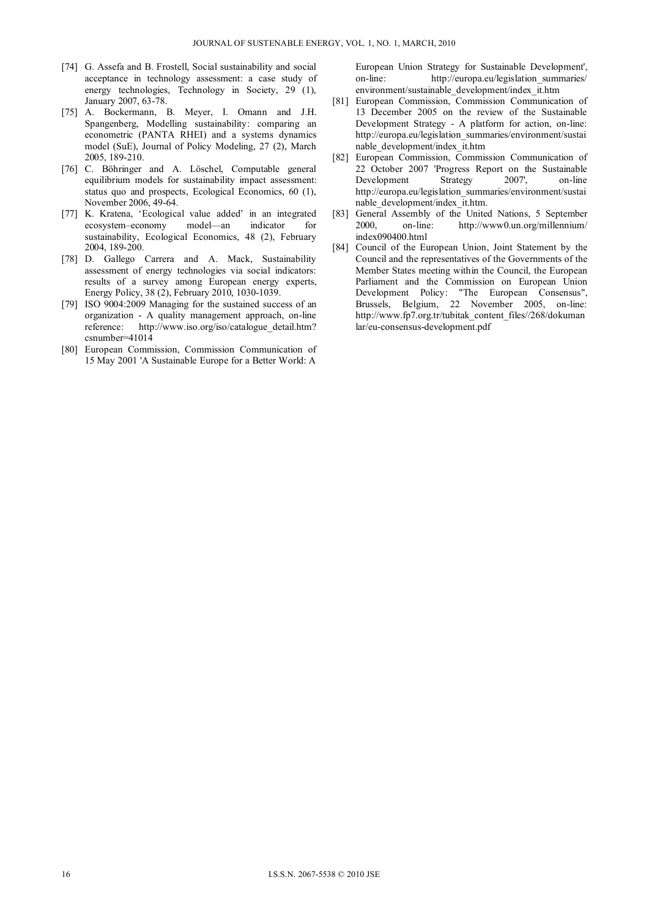- [74] G. Assefa and B. Frostell, Social sustainability and social acceptance in technology assessment: a case study of energy technologies, Technology in Society, 29 (1), January 2007, 63-78.
- [75] A. Bockermann, B. Meyer, I. Omann and J.H. Spangenberg, Modelling sustainability: comparing an econometric (PANTA RHEI) and a systems dynamics model (SuE), Journal of Policy Modeling, 27 (2), March 2005, 189-210.
- [76] C. Böhringer and A. Löschel, Computable general equilibrium models for sustainability impact assessment: status quo and prospects, Ecological Economics, 60 (1), November 2006, 49-64.
- [77] K. Kratena, 'Ecological value added' in an integrated ecosystem–economy model—an indicator for sustainability, Ecological Economics, 48 (2), February 2004, 189-200.
- [78] D. Gallego Carrera and A. Mack, Sustainability assessment of energy technologies via social indicators: results of a survey among European energy experts, Energy Policy, 38 (2), February 2010, 1030-1039.
- [79] ISO 9004:2009 Managing for the sustained success of an organization - A quality management approach, on-line reference: http://www.iso.org/iso/catalogue_detail.htm?csnumber=41014
- [80] European Commission, Commission Communication of 15 May 2001 'A Sustainable Europe for a Better World: A European Union Strategy for Sustainable Development', on-line: http://europa.eu/legislation_summaries/environment/sustainable_development/index_it.htm
- [81] European Commission, Commission Communication of 13 December 2005 on the review of the Sustainable Development Strategy - A platform for action, on-line: http://europa.eu/legislation_summaries/environment/sustainable_development/index_it.htm
- [82] European Commission, Commission Communication of 22 October 2007 'Progress Report on the Sustainable Development Strategy 2007', on-line http://europa.eu/legislation_summaries/environment/sustainable_development/index_it.htm.
- [83] General Assembly of the United Nations, 5 September 2000, on-line: http://www0.un.org/millennium/index090400.html
- [84] Council of the European Union, Joint Statement by the Council and the representatives of the Governments of the Member States meeting within the Council, the European Parliament and the Commission on European Union Development Policy: "The European Consensus", Brussels, Belgium, 22 November 2005, on-line: http://www.fp7.org.tr/tubitak_content_files//268/dokumanlar/eu-consensus-development.pdf